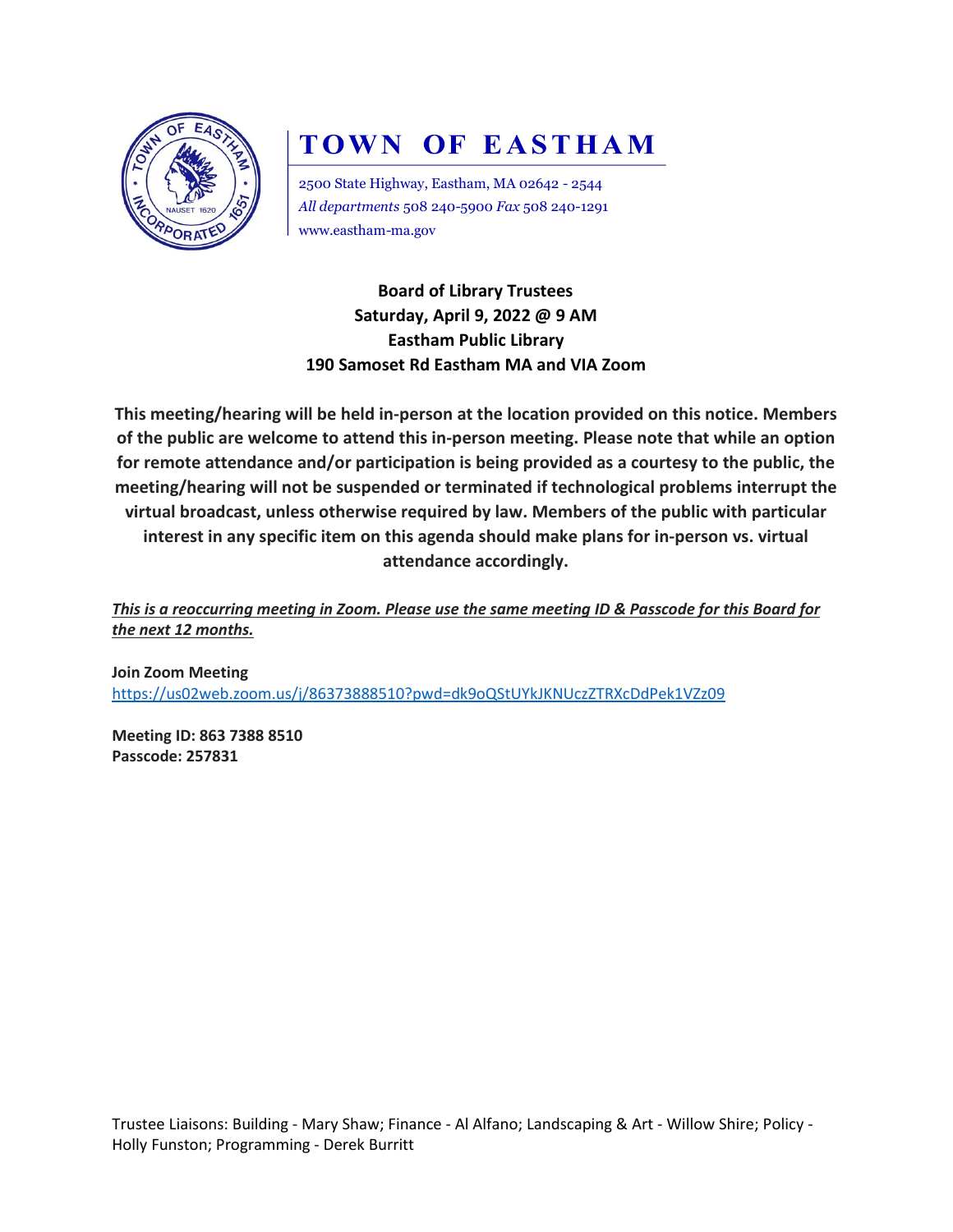# TOWN OF EASTHAM

2500 State Highway, Eastham, MA 02642 - 2544
*All departments* 508 240-5900 *Fax* 508 240-1291
www.eastham-ma.gov

**Board of Library Trustees**
**Saturday, April 9, 2022 @ 9 AM**
**Eastham Public Library**
**190 Samoset Rd Eastham MA and VIA Zoom**

**This meeting/hearing will be held in-person at the location provided on this notice. Members of the public are welcome to attend this in-person meeting. Please note that while an option for remote attendance and/or participation is being provided as a courtesy to the public, the meeting/hearing will not be suspended or terminated if technological problems interrupt the virtual broadcast, unless otherwise required by law. Members of the public with particular interest in any specific item on this agenda should make plans for in-person vs. virtual attendance accordingly.**

***This is a reoccurring meeting in Zoom. Please use the same meeting ID & Passcode for this Board for the next 12 months.***

**Join Zoom Meeting**
https://us02web.zoom.us/j/86373888510?pwd=dk9oQStUYkJKNUczZTRXcDdPek1VZz09

**Meeting ID: 863 7388 8510**
**Passcode: 257831**

Trustee Liaisons: Building - Mary Shaw; Finance - Al Alfano; Landscaping & Art - Willow Shire; Policy - Holly Funston; Programming - Derek Burritt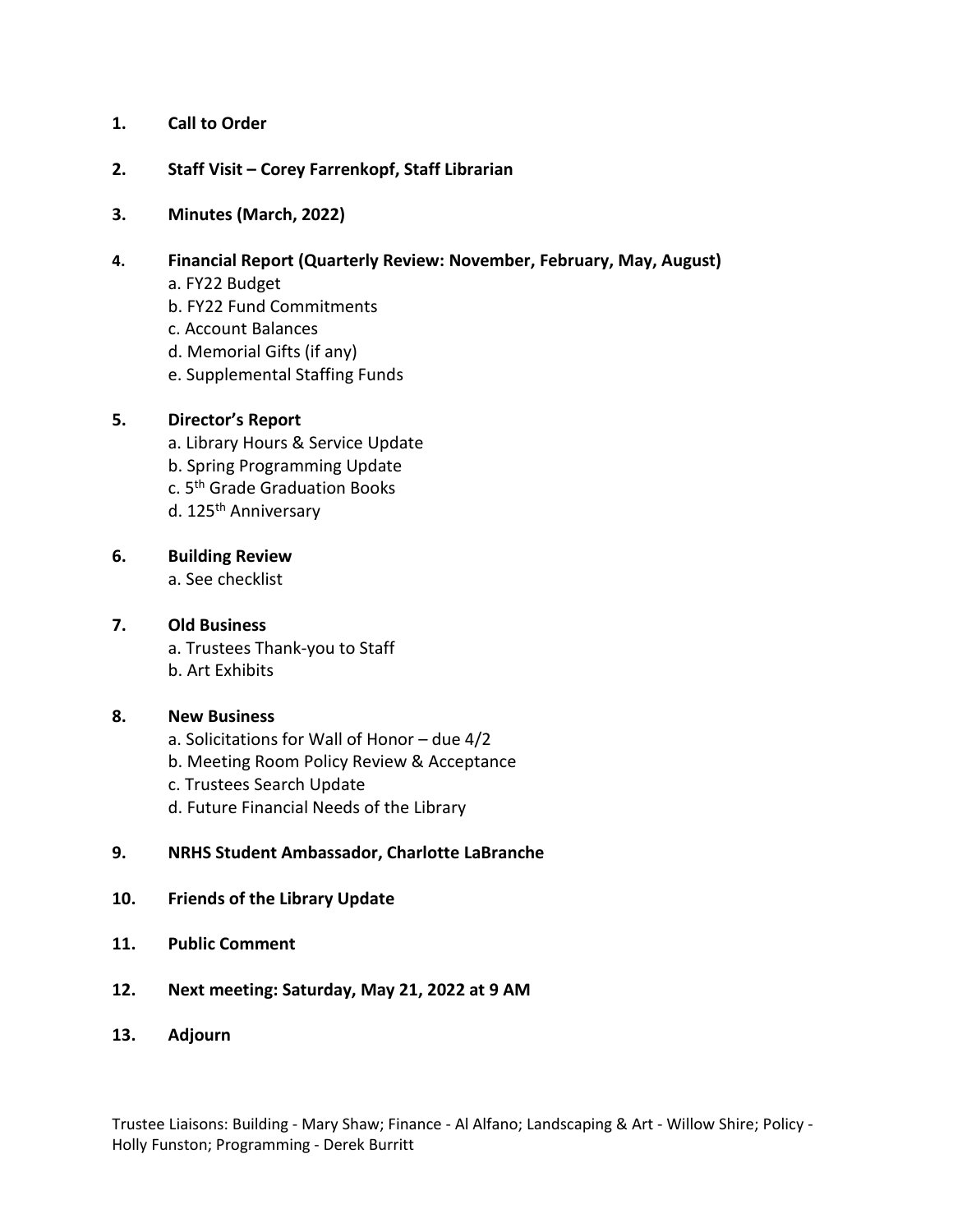1. **Call to Order**

2. **Staff Visit – Corey Farrenkopf, Staff Librarian**

3. **Minutes (March, 2022)**

4. **Financial Report (Quarterly Review: November, February, May, August)**
   a. FY22 Budget
   b. FY22 Fund Commitments
   c. Account Balances
   d. Memorial Gifts (if any)
   e. Supplemental Staffing Funds

5. **Director's Report**
   a. Library Hours & Service Update
   b. Spring Programming Update
   c. 5th Grade Graduation Books
   d. 125th Anniversary

6. **Building Review**
   a. See checklist

7. **Old Business**
   a. Trustees Thank-you to Staff
   b. Art Exhibits

8. **New Business**
   a. Solicitations for Wall of Honor – due 4/2
   b. Meeting Room Policy Review & Acceptance
   c. Trustees Search Update
   d. Future Financial Needs of the Library

9. **NRHS Student Ambassador, Charlotte LaBranche**

10. **Friends of the Library Update**

11. **Public Comment**

12. **Next meeting: Saturday, May 21, 2022 at 9 AM**

13. **Adjourn**

Trustee Liaisons: Building - Mary Shaw; Finance - Al Alfano; Landscaping & Art - Willow Shire; Policy - Holly Funston; Programming - Derek Burritt